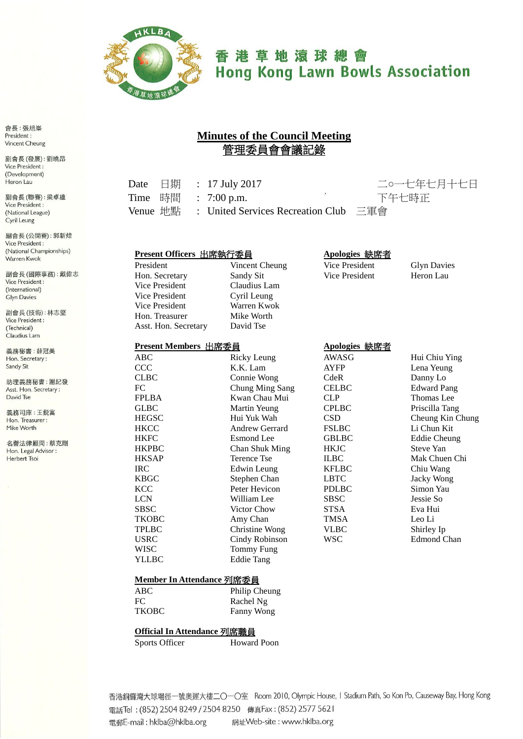香港草地滾球總會
Hong Kong Lawn Bowls Association

會長：張旭峯
President :
Vincent Cheung

副會長 (發展)：劉曉昂
Vice President :
(Development)
Heron Lau

副會長 (聯賽)：梁卓雄
Vice President :
(National League)
Cyril Leung

副會長 (公開賽)：郭新煒
Vice President :
(National Championships)
Warren Kwok

副會長 (國際事務)：戴偉志
Vice President :
(International)
Glyn Davies

副會長 (技術)：林志堅
Vice President :
(Technical)
Claudius Lam

義務秘書：薛冠美
Hon. Secretary :
Sandy Sit

助理義務秘書：謝紀發
Asst. Hon. Secretary :
David Tse

義務司庫：王鋭富
Hon. Treasurer :
Mike Worth

名譽法律顧問：蔡克剛
Hon. Legal Advisor :
Herbert Tsoi

# Minutes of the Council Meeting
# 管理委員會會議記錄

| | | |
|---|---|---|
| Date 日期 | : 17 July 2017 | 二○一七年七月十七日 |
| Time 時間 | : 7:00 p.m. | 下午七時正 |
| Venue 地點 | : United Services Recreation Club | 三軍會 |

**Present Officers 出席執行委員**

| | |
|---|---|
| President | Vincent Cheung |
| Hon. Secretary | Sandy Sit |
| Vice President | Claudius Lam |
| Vice President | Cyril Leung |
| Vice President | Warren Kwok |
| Hon. Treasurer | Mike Worth |
| Asst. Hon. Secretary | David Tse |

**Apologies 缺席者**

| | |
|---|---|
| Vice President | Glyn Davies |
| Vice President | Heron Lau |

**Present Members 出席委員**

| | |
|---|---|
| ABC | Ricky Leung |
| CCC | K.K. Lam |
| CLBC | Connie Wong |
| FC | Chung Ming Sang |
| FPLBA | Kwan Chau Mui |
| GLBC | Martin Yeung |
| HEGSC | Hui Yuk Wah |
| HKCC | Andrew Gerrard |
| HKFC | Esmond Lee |
| HKPBC | Chan Shuk Ming |
| HKSAP | Terence Tse |
| IRC | Edwin Leung |
| KBGC | Stephen Chan |
| KCC | Peter Hevicon |
| LCN | William Lee |
| SBSC | Victor Chow |
| TKOBC | Amy Chan |
| TPLBC | Christine Wong |
| USRC | Cindy Robinson |
| WISC | Tommy Fung |
| YLLBC | Eddie Tang |

**Apologies 缺席者**

| | |
|---|---|
| AWASG | Hui Chiu Ying |
| AYFP | Lena Yeung |
| CdeR | Danny Lo |
| CELBC | Edward Pang |
| CLP | Thomas Lee |
| CPLBC | Priscilla Tang |
| CSD | Cheung Kin Chung |
| FSLBC | Li Chun Kit |
| GBLBC | Eddie Cheung |
| HKJC | Steve Yan |
| ILBC | Mak Chuen Chi |
| KFLBC | Chiu Wang |
| LBTC | Jacky Wong |
| PDLBC | Simon Yau |
| SBSC | Jessie So |
| STSA | Eva Hui |
| TMSA | Leo Li |
| VLBC | Shirley Ip |
| WSC | Edmond Chan |

**Member In Attendance 列席委員**

| | |
|---|---|
| ABC | Philip Cheung |
| FC | Rachel Ng |
| TKOBC | Fanny Wong |

**Official In Attendance 列席職員**

| | |
|---|---|
| Sports Officer | Howard Poon |

香港銅鑼灣大球場徑一號奧運大樓二〇一〇室 Room 2010, Olympic House, 1 Stadium Path, So Kon Po, Causeway Bay, Hong Kong
電話Tel : (852) 2504 8249 / 2504 8250 傳真Fax : (852) 2577 5621
電郵E-mail : hklba@hklba.org 網址Web-site : www.hklba.org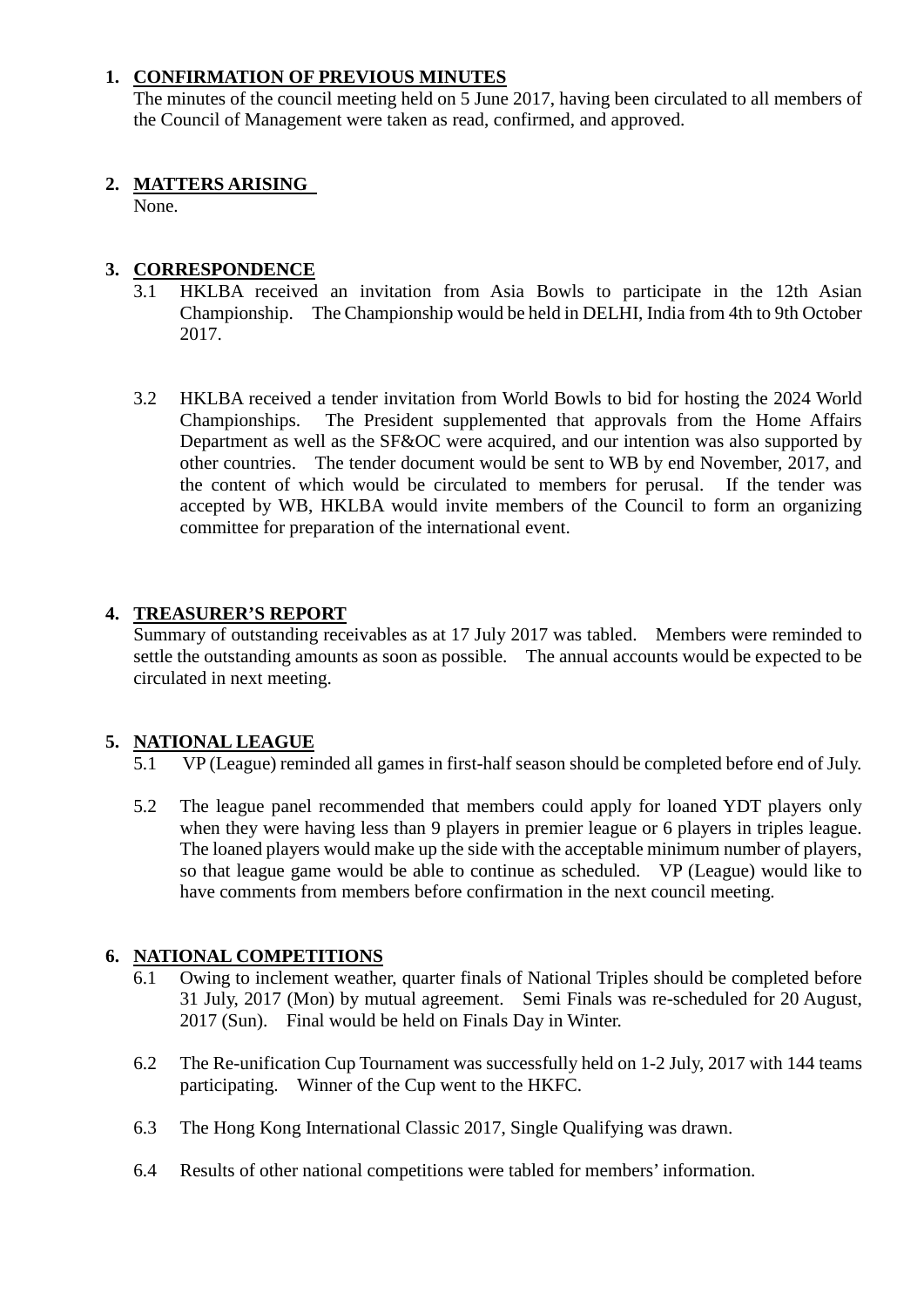1. **CONFIRMATION OF PREVIOUS MINUTES**
   The minutes of the council meeting held on 5 June 2017, having been circulated to all members of the Council of Management were taken as read, confirmed, and approved.

2. **MATTERS ARISING**
   None.

3. **CORRESPONDENCE**
   3.1 HKLBA received an invitation from Asia Bowls to participate in the 12th Asian Championship. The Championship would be held in DELHI, India from 4th to 9th October 2017.

   3.2 HKLBA received a tender invitation from World Bowls to bid for hosting the 2024 World Championships. The President supplemented that approvals from the Home Affairs Department as well as the SF&OC were acquired, and our intention was also supported by other countries. The tender document would be sent to WB by end November, 2017, and the content of which would be circulated to members for perusal. If the tender was accepted by WB, HKLBA would invite members of the Council to form an organizing committee for preparation of the international event.

4. **TREASURER'S REPORT**
   Summary of outstanding receivables as at 17 July 2017 was tabled. Members were reminded to settle the outstanding amounts as soon as possible. The annual accounts would be expected to be circulated in next meeting.

5. **NATIONAL LEAGUE**
   5.1 VP (League) reminded all games in first-half season should be completed before end of July.

   5.2 The league panel recommended that members could apply for loaned YDT players only when they were having less than 9 players in premier league or 6 players in triples league. The loaned players would make up the side with the acceptable minimum number of players, so that league game would be able to continue as scheduled. VP (League) would like to have comments from members before confirmation in the next council meeting.

6. **NATIONAL COMPETITIONS**
   6.1 Owing to inclement weather, quarter finals of National Triples should be completed before 31 July, 2017 (Mon) by mutual agreement. Semi Finals was re-scheduled for 20 August, 2017 (Sun). Final would be held on Finals Day in Winter.

   6.2 The Re-unification Cup Tournament was successfully held on 1-2 July, 2017 with 144 teams participating. Winner of the Cup went to the HKFC.

   6.3 The Hong Kong International Classic 2017, Single Qualifying was drawn.

   6.4 Results of other national competitions were tabled for members' information.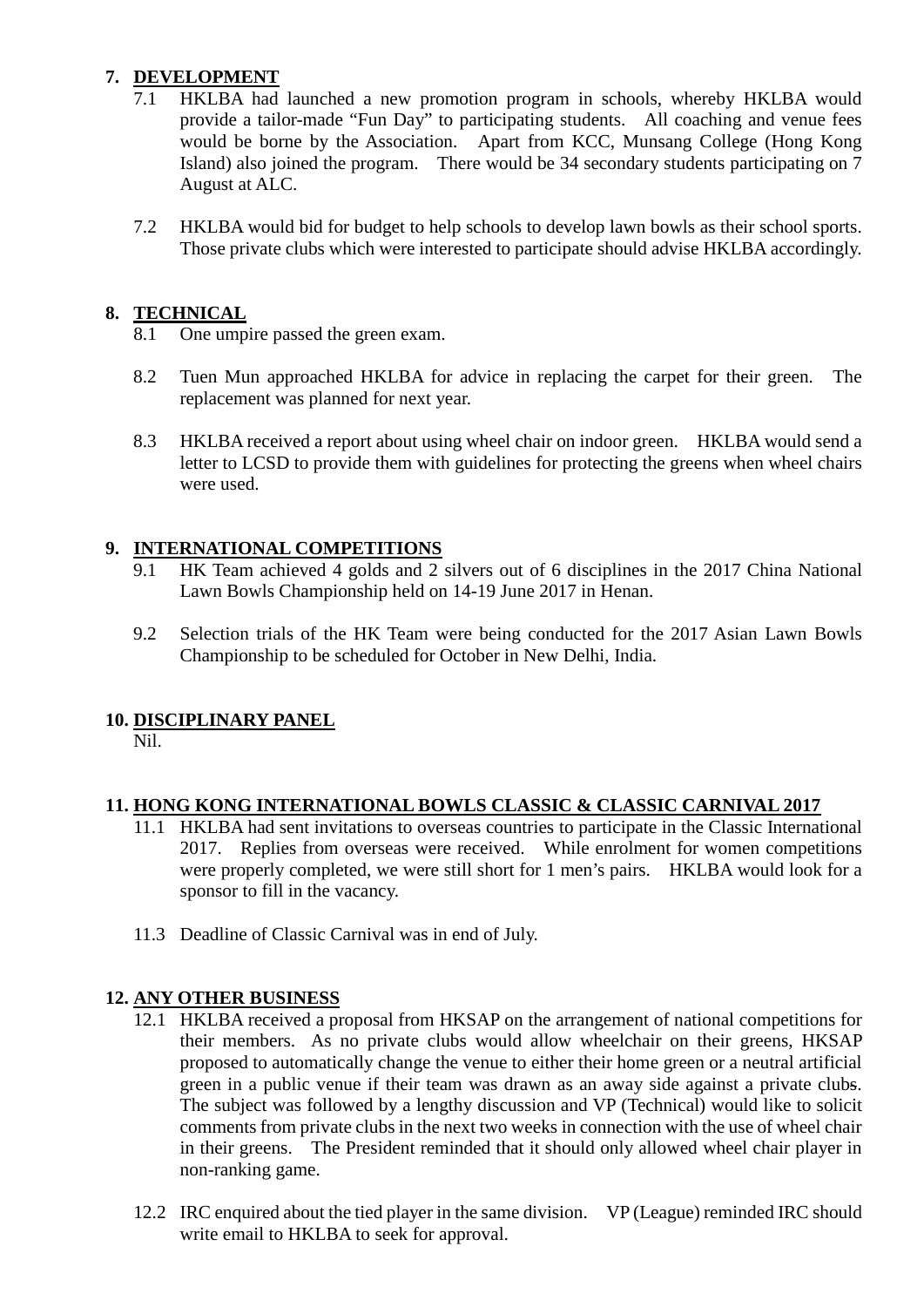## 7. DEVELOPMENT

7.1 HKLBA had launched a new promotion program in schools, whereby HKLBA would provide a tailor-made “Fun Day” to participating students. All coaching and venue fees would be borne by the Association. Apart from KCC, Munsang College (Hong Kong Island) also joined the program. There would be 34 secondary students participating on 7 August at ALC.

7.2 HKLBA would bid for budget to help schools to develop lawn bowls as their school sports. Those private clubs which were interested to participate should advise HKLBA accordingly.

## 8. TECHNICAL

8.1 One umpire passed the green exam.

8.2 Tuen Mun approached HKLBA for advice in replacing the carpet for their green. The replacement was planned for next year.

8.3 HKLBA received a report about using wheel chair on indoor green. HKLBA would send a letter to LCSD to provide them with guidelines for protecting the greens when wheel chairs were used.

## 9. INTERNATIONAL COMPETITIONS

9.1 HK Team achieved 4 golds and 2 silvers out of 6 disciplines in the 2017 China National Lawn Bowls Championship held on 14-19 June 2017 in Henan.

9.2 Selection trials of the HK Team were being conducted for the 2017 Asian Lawn Bowls Championship to be scheduled for October in New Delhi, India.

## 10. DISCIPLINARY PANEL

Nil.

## 11. HONG KONG INTERNATIONAL BOWLS CLASSIC & CLASSIC CARNIVAL 2017

11.1 HKLBA had sent invitations to overseas countries to participate in the Classic International 2017. Replies from overseas were received. While enrolment for women competitions were properly completed, we were still short for 1 men’s pairs. HKLBA would look for a sponsor to fill in the vacancy.

11.3 Deadline of Classic Carnival was in end of July.

## 12. ANY OTHER BUSINESS

12.1 HKLBA received a proposal from HKSAP on the arrangement of national competitions for their members. As no private clubs would allow wheelchair on their greens, HKSAP proposed to automatically change the venue to either their home green or a neutral artificial green in a public venue if their team was drawn as an away side against a private clubs. The subject was followed by a lengthy discussion and VP (Technical) would like to solicit comments from private clubs in the next two weeks in connection with the use of wheel chair in their greens. The President reminded that it should only allowed wheel chair player in non-ranking game.

12.2 IRC enquired about the tied player in the same division. VP (League) reminded IRC should write email to HKLBA to seek for approval.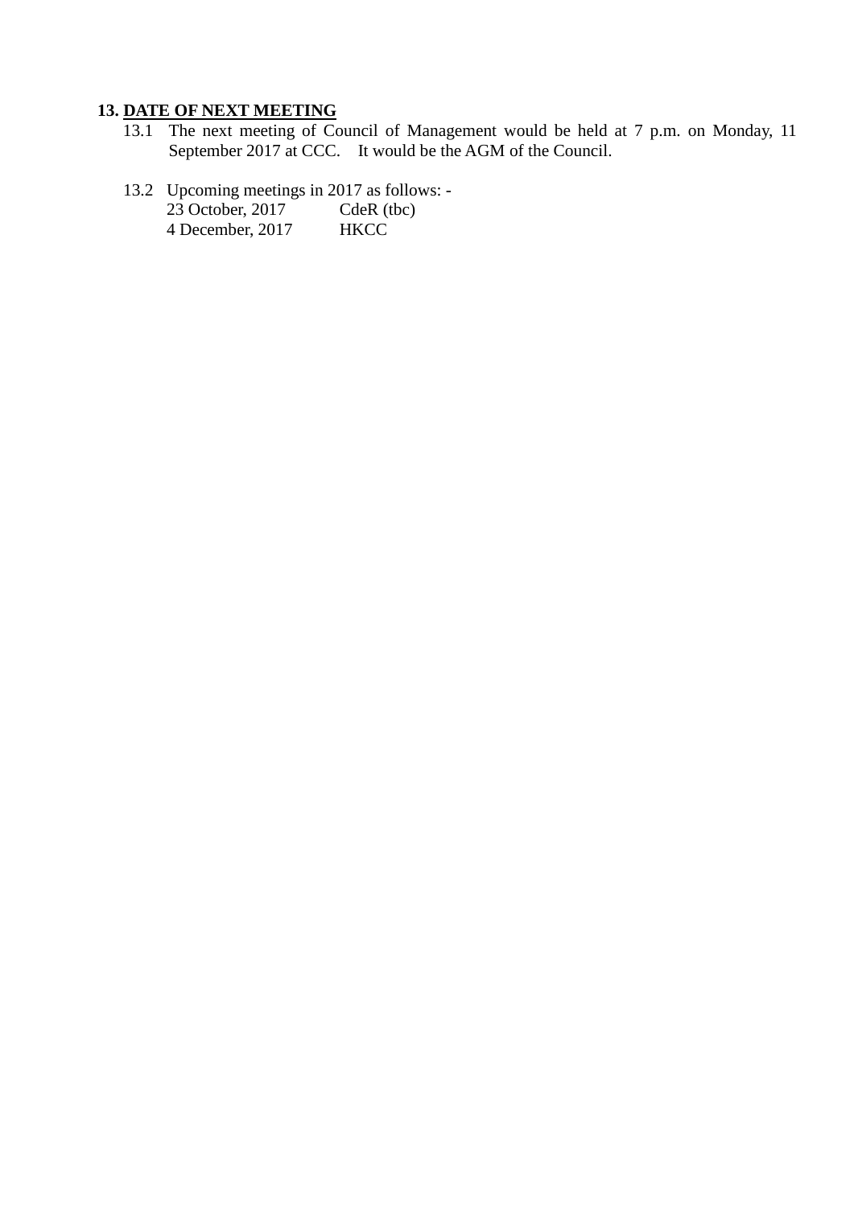## 13. DATE OF NEXT MEETING

13.1 The next meeting of Council of Management would be held at 7 p.m. on Monday, 11 September 2017 at CCC. It would be the AGM of the Council.

13.2 Upcoming meetings in 2017 as follows: -

| | |
|---|---|
| 23 October, 2017 | CdeR (tbc) |
| 4 December, 2017 | HKCC |